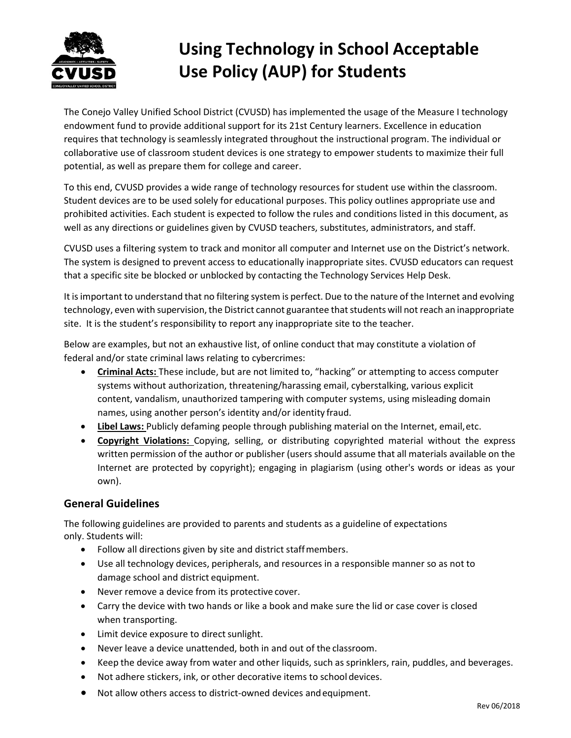# Using Technology in School Acceptable Use Policy (AUP) for Students

The Conejo Valley Unified School District (CVUSD) has implemented the usage of the Measure I technology endowment fund to provide additional support for its 21st Century learners. Excellence in education requires that technology is seamlessly integrated throughout the instructional program. The individual or collaborative use of classroom student devices is one strategy to empower students to maximize their full potential, as well as prepare them for college and career.

To this end, CVUSD provides a wide range of technology resources for student use within the classroom. Student devices are to be used solely for educational purposes. This policy outlines appropriate use and prohibited activities. Each student is expected to follow the rules and conditions listed in this document, as well as any directions or guidelines given by CVUSD teachers, substitutes, administrators, and staff.

CVUSD uses a filtering system to track and monitor all computer and Internet use on the District's network. The system is designed to prevent access to educationally inappropriate sites. CVUSD educators can request that a specific site be blocked or unblocked by contacting the Technology Services Help Desk.

It is important to understand that no filtering system is perfect. Due to the nature of the Internet and evolving technology, even with supervision, the District cannot guarantee that students will not reach an inappropriate site. It is the student's responsibility to report any inappropriate site to the teacher.

Below are examples, but not an exhaustive list, of online conduct that may constitute a violation of federal and/or state criminal laws relating to cybercrimes:

- **Criminal Acts:** These include, but are not limited to, "hacking" or attempting to access computer systems without authorization, threatening/harassing email, cyberstalking, various explicit content, vandalism, unauthorized tampering with computer systems, using misleading domain names, using another person's identity and/or identity fraud.
- **Libel Laws:** Publicly defaming people through publishing material on the Internet, email, etc.
- **Copyright Violations:** Copying, selling, or distributing copyrighted material without the express written permission of the author or publisher (users should assume that all materials available on the Internet are protected by copyright); engaging in plagiarism (using other's words or ideas as your own).

## General Guidelines

The following guidelines are provided to parents and students as a guideline of expectations only. Students will:

- Follow all directions given by site and district staff members.
- Use all technology devices, peripherals, and resources in a responsible manner so as not to damage school and district equipment.
- Never remove a device from its protective cover.
- Carry the device with two hands or like a book and make sure the lid or case cover is closed when transporting.
- Limit device exposure to direct sunlight.
- Never leave a device unattended, both in and out of the classroom.
- Keep the device away from water and other liquids, such as sprinklers, rain, puddles, and beverages.
- Not adhere stickers, ink, or other decorative items to school devices.
- Not allow others access to district-owned devices and equipment.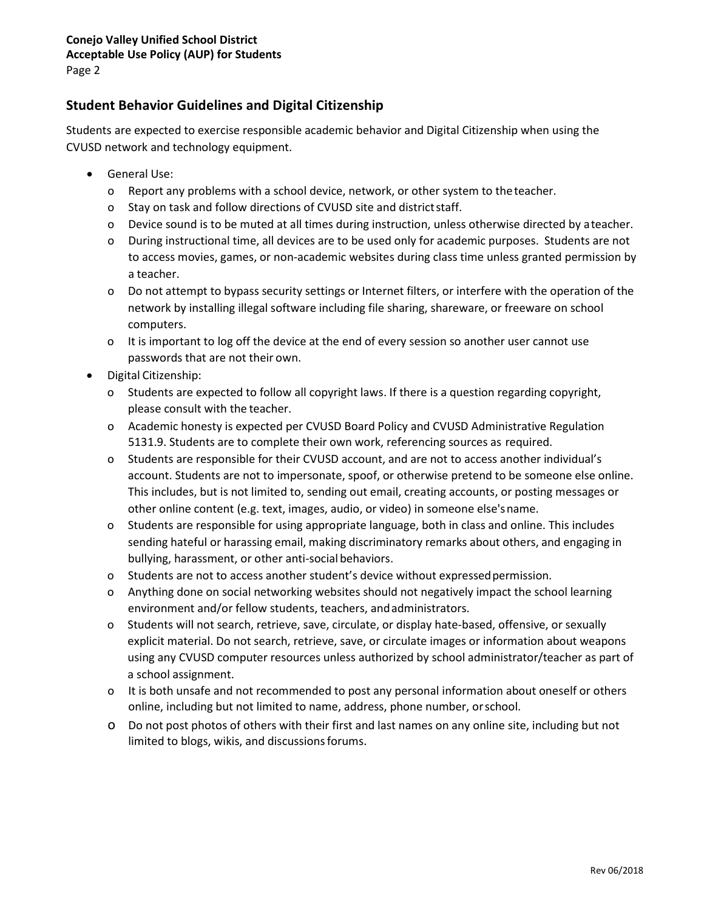## Student Behavior Guidelines and Digital Citizenship

Students are expected to exercise responsible academic behavior and Digital Citizenship when using the CVUSD network and technology equipment.

- General Use:
  - Report any problems with a school device, network, or other system to the teacher.
  - Stay on task and follow directions of CVUSD site and district staff.
  - Device sound is to be muted at all times during instruction, unless otherwise directed by a teacher.
  - During instructional time, all devices are to be used only for academic purposes. Students are not to access movies, games, or non-academic websites during class time unless granted permission by a teacher.
  - Do not attempt to bypass security settings or Internet filters, or interfere with the operation of the network by installing illegal software including file sharing, shareware, or freeware on school computers.
  - It is important to log off the device at the end of every session so another user cannot use passwords that are not their own.
- Digital Citizenship:
  - Students are expected to follow all copyright laws. If there is a question regarding copyright, please consult with the teacher.
  - Academic honesty is expected per CVUSD Board Policy and CVUSD Administrative Regulation 5131.9. Students are to complete their own work, referencing sources as required.
  - Students are responsible for their CVUSD account, and are not to access another individual's account. Students are not to impersonate, spoof, or otherwise pretend to be someone else online. This includes, but is not limited to, sending out email, creating accounts, or posting messages or other online content (e.g. text, images, audio, or video) in someone else's name.
  - Students are responsible for using appropriate language, both in class and online. This includes sending hateful or harassing email, making discriminatory remarks about others, and engaging in bullying, harassment, or other anti-social behaviors.
  - Students are not to access another student's device without expressed permission.
  - Anything done on social networking websites should not negatively impact the school learning environment and/or fellow students, teachers, and administrators.
  - Students will not search, retrieve, save, circulate, or display hate-based, offensive, or sexually explicit material. Do not search, retrieve, save, or circulate images or information about weapons using any CVUSD computer resources unless authorized by school administrator/teacher as part of a school assignment.
  - It is both unsafe and not recommended to post any personal information about oneself or others online, including but not limited to name, address, phone number, or school.
  - Do not post photos of others with their first and last names on any online site, including but not limited to blogs, wikis, and discussions forums.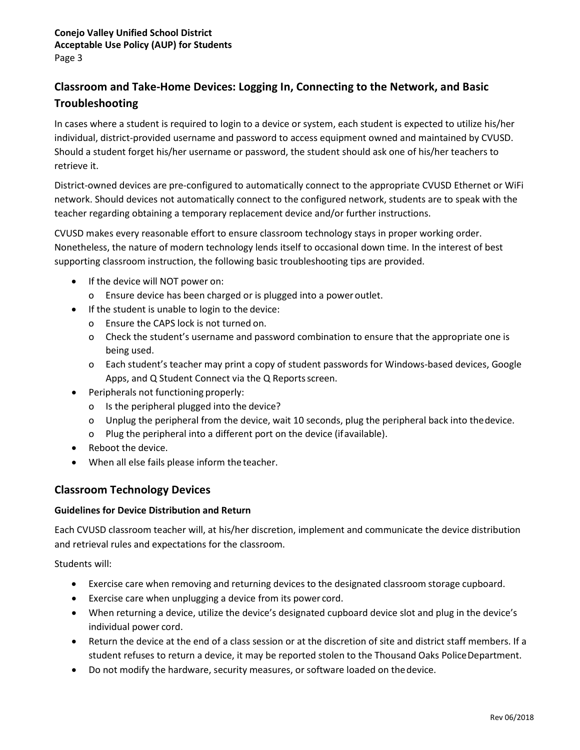## Classroom and Take-Home Devices: Logging In, Connecting to the Network, and Basic Troubleshooting

In cases where a student is required to login to a device or system, each student is expected to utilize his/her individual, district-provided username and password to access equipment owned and maintained by CVUSD. Should a student forget his/her username or password, the student should ask one of his/her teachers to retrieve it.

District-owned devices are pre-configured to automatically connect to the appropriate CVUSD Ethernet or WiFi network. Should devices not automatically connect to the configured network, students are to speak with the teacher regarding obtaining a temporary replacement device and/or further instructions.

CVUSD makes every reasonable effort to ensure classroom technology stays in proper working order. Nonetheless, the nature of modern technology lends itself to occasional down time. In the interest of best supporting classroom instruction, the following basic troubleshooting tips are provided.

- If the device will NOT power on:
  - Ensure device has been charged or is plugged into a power outlet.
- If the student is unable to login to the device:
  - Ensure the CAPS lock is not turned on.
  - Check the student's username and password combination to ensure that the appropriate one is being used.
  - Each student's teacher may print a copy of student passwords for Windows-based devices, Google Apps, and Q Student Connect via the Q Reports screen.
- Peripherals not functioning properly:
  - Is the peripheral plugged into the device?
  - Unplug the peripheral from the device, wait 10 seconds, plug the peripheral back into the device.
  - Plug the peripheral into a different port on the device (if available).
- Reboot the device.
- When all else fails please inform the teacher.

## Classroom Technology Devices

### Guidelines for Device Distribution and Return

Each CVUSD classroom teacher will, at his/her discretion, implement and communicate the device distribution and retrieval rules and expectations for the classroom.

Students will:

- Exercise care when removing and returning devices to the designated classroom storage cupboard.
- Exercise care when unplugging a device from its power cord.
- When returning a device, utilize the device's designated cupboard device slot and plug in the device's individual power cord.
- Return the device at the end of a class session or at the discretion of site and district staff members. If a student refuses to return a device, it may be reported stolen to the Thousand Oaks Police Department.
- Do not modify the hardware, security measures, or software loaded on the device.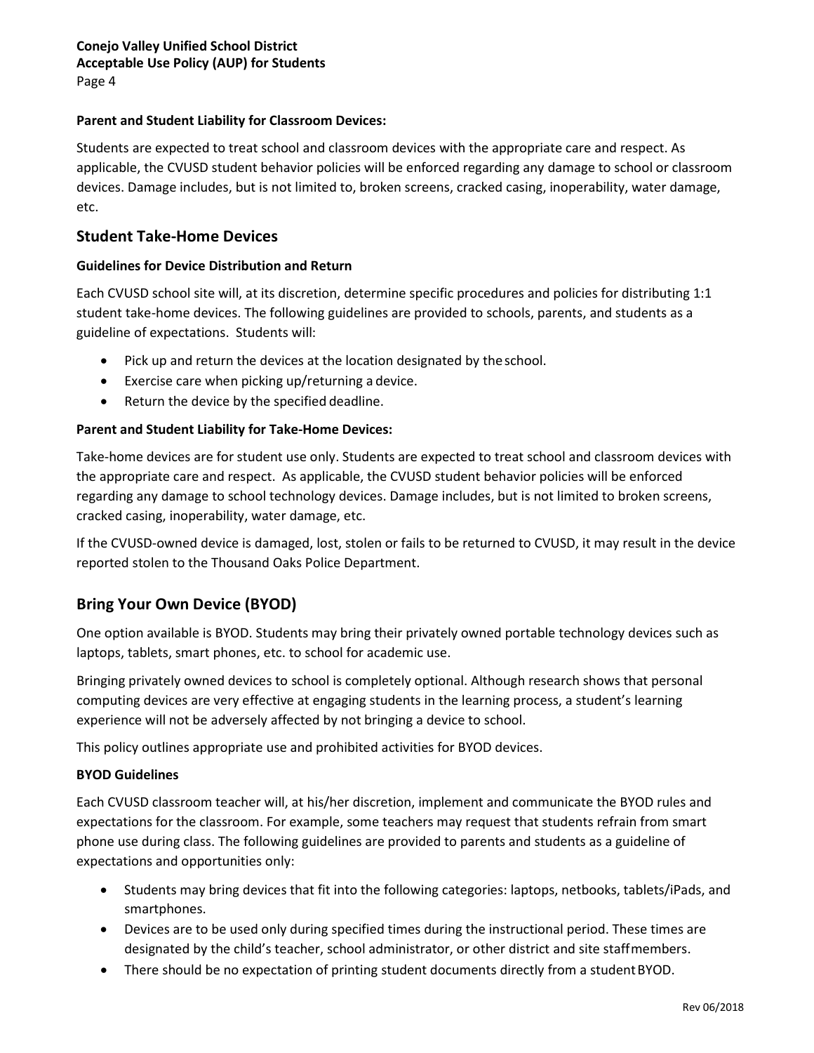**Parent and Student Liability for Classroom Devices:**

Students are expected to treat school and classroom devices with the appropriate care and respect. As applicable, the CVUSD student behavior policies will be enforced regarding any damage to school or classroom devices. Damage includes, but is not limited to, broken screens, cracked casing, inoperability, water damage, etc.

## Student Take-Home Devices

**Guidelines for Device Distribution and Return**

Each CVUSD school site will, at its discretion, determine specific procedures and policies for distributing 1:1 student take-home devices. The following guidelines are provided to schools, parents, and students as a guideline of expectations. Students will:

- Pick up and return the devices at the location designated by the school.
- Exercise care when picking up/returning a device.
- Return the device by the specified deadline.

**Parent and Student Liability for Take-Home Devices:**

Take-home devices are for student use only. Students are expected to treat school and classroom devices with the appropriate care and respect. As applicable, the CVUSD student behavior policies will be enforced regarding any damage to school technology devices. Damage includes, but is not limited to broken screens, cracked casing, inoperability, water damage, etc.

If the CVUSD-owned device is damaged, lost, stolen or fails to be returned to CVUSD, it may result in the device reported stolen to the Thousand Oaks Police Department.

## Bring Your Own Device (BYOD)

One option available is BYOD. Students may bring their privately owned portable technology devices such as laptops, tablets, smart phones, etc. to school for academic use.

Bringing privately owned devices to school is completely optional. Although research shows that personal computing devices are very effective at engaging students in the learning process, a student's learning experience will not be adversely affected by not bringing a device to school.

This policy outlines appropriate use and prohibited activities for BYOD devices.

**BYOD Guidelines**

Each CVUSD classroom teacher will, at his/her discretion, implement and communicate the BYOD rules and expectations for the classroom. For example, some teachers may request that students refrain from smart phone use during class. The following guidelines are provided to parents and students as a guideline of expectations and opportunities only:

- Students may bring devices that fit into the following categories: laptops, netbooks, tablets/iPads, and smartphones.
- Devices are to be used only during specified times during the instructional period. These times are designated by the child's teacher, school administrator, or other district and site staff members.
- There should be no expectation of printing student documents directly from a student BYOD.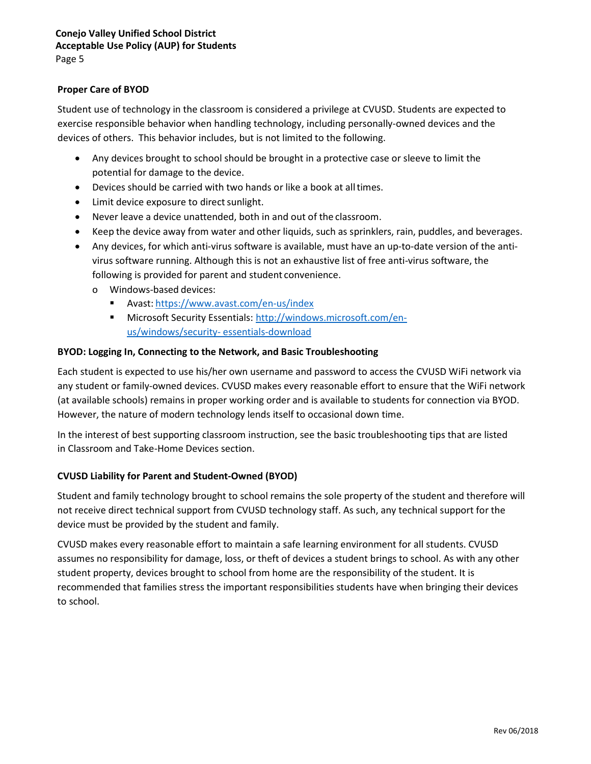### Proper Care of BYOD

Student use of technology in the classroom is considered a privilege at CVUSD. Students are expected to exercise responsible behavior when handling technology, including personally-owned devices and the devices of others. This behavior includes, but is not limited to the following.

- Any devices brought to school should be brought in a protective case or sleeve to limit the potential for damage to the device.
- Devices should be carried with two hands or like a book at all times.
- Limit device exposure to direct sunlight.
- Never leave a device unattended, both in and out of the classroom.
- Keep the device away from water and other liquids, such as sprinklers, rain, puddles, and beverages.
- Any devices, for which anti-virus software is available, must have an up-to-date version of the anti-virus software running. Although this is not an exhaustive list of free anti-virus software, the following is provided for parent and student convenience.
  - Windows-based devices:
    - Avast: [https://www.avast.com/en-us/index](https://www.avast.com/en-us/index)
    - Microsoft Security Essentials: [http://windows.microsoft.com/en-us/windows/security- essentials-download](http://windows.microsoft.com/en-us/windows/security-essentials-download)

### BYOD: Logging In, Connecting to the Network, and Basic Troubleshooting

Each student is expected to use his/her own username and password to access the CVUSD WiFi network via any student or family-owned devices. CVUSD makes every reasonable effort to ensure that the WiFi network (at available schools) remains in proper working order and is available to students for connection via BYOD. However, the nature of modern technology lends itself to occasional down time.

In the interest of best supporting classroom instruction, see the basic troubleshooting tips that are listed in Classroom and Take-Home Devices section.

### CVUSD Liability for Parent and Student-Owned (BYOD)

Student and family technology brought to school remains the sole property of the student and therefore will not receive direct technical support from CVUSD technology staff. As such, any technical support for the device must be provided by the student and family.

CVUSD makes every reasonable effort to maintain a safe learning environment for all students. CVUSD assumes no responsibility for damage, loss, or theft of devices a student brings to school. As with any other student property, devices brought to school from home are the responsibility of the student. It is recommended that families stress the important responsibilities students have when bringing their devices to school.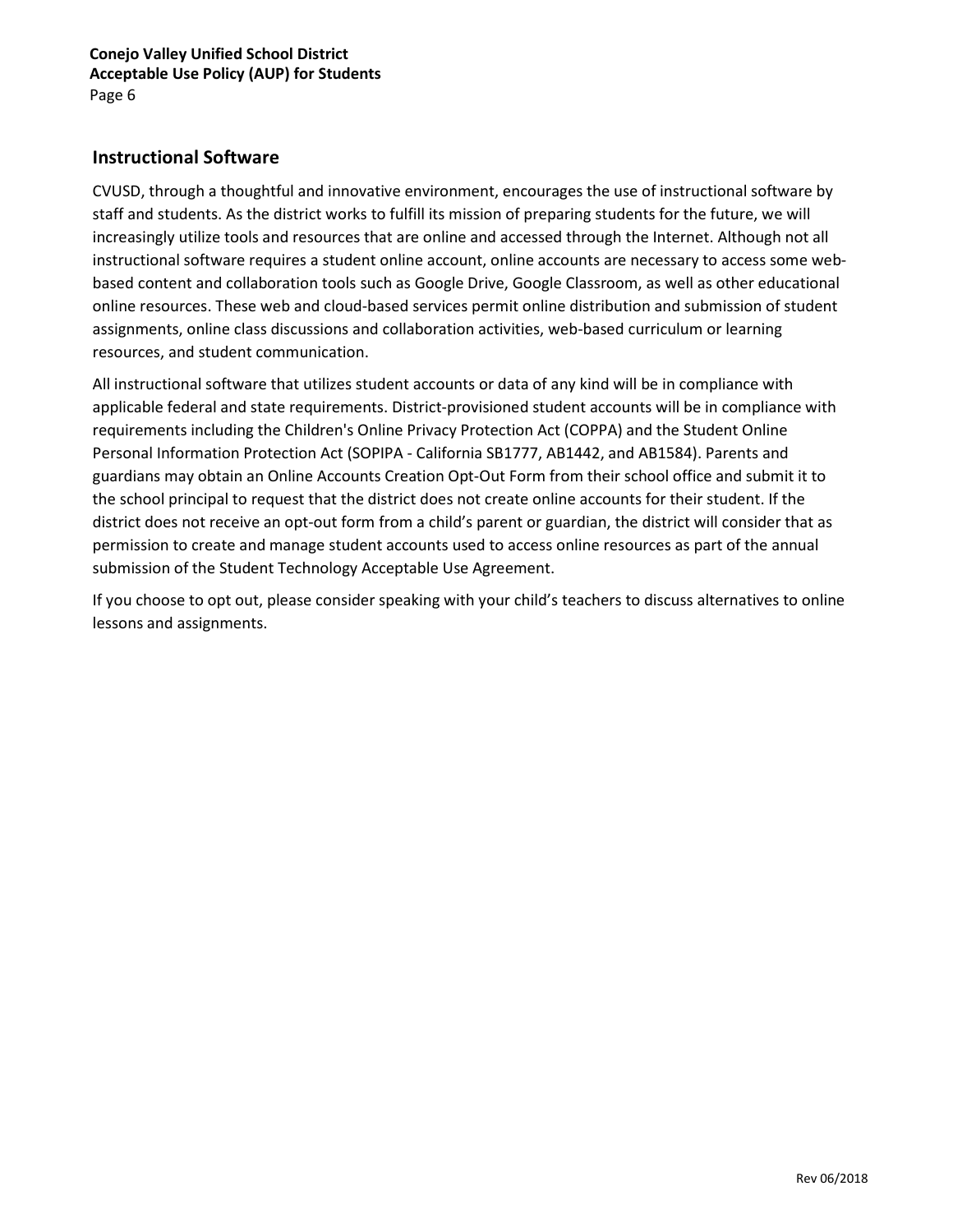## Instructional Software

CVUSD, through a thoughtful and innovative environment, encourages the use of instructional software by staff and students. As the district works to fulfill its mission of preparing students for the future, we will increasingly utilize tools and resources that are online and accessed through the Internet. Although not all instructional software requires a student online account, online accounts are necessary to access some web-based content and collaboration tools such as Google Drive, Google Classroom, as well as other educational online resources. These web and cloud-based services permit online distribution and submission of student assignments, online class discussions and collaboration activities, web-based curriculum or learning resources, and student communication.

All instructional software that utilizes student accounts or data of any kind will be in compliance with applicable federal and state requirements. District-provisioned student accounts will be in compliance with requirements including the Children's Online Privacy Protection Act (COPPA) and the Student Online Personal Information Protection Act (SOPIPA - California SB1777, AB1442, and AB1584). Parents and guardians may obtain an Online Accounts Creation Opt-Out Form from their school office and submit it to the school principal to request that the district does not create online accounts for their student. If the district does not receive an opt-out form from a child's parent or guardian, the district will consider that as permission to create and manage student accounts used to access online resources as part of the annual submission of the Student Technology Acceptable Use Agreement.

If you choose to opt out, please consider speaking with your child's teachers to discuss alternatives to online lessons and assignments.

Rev 06/2018